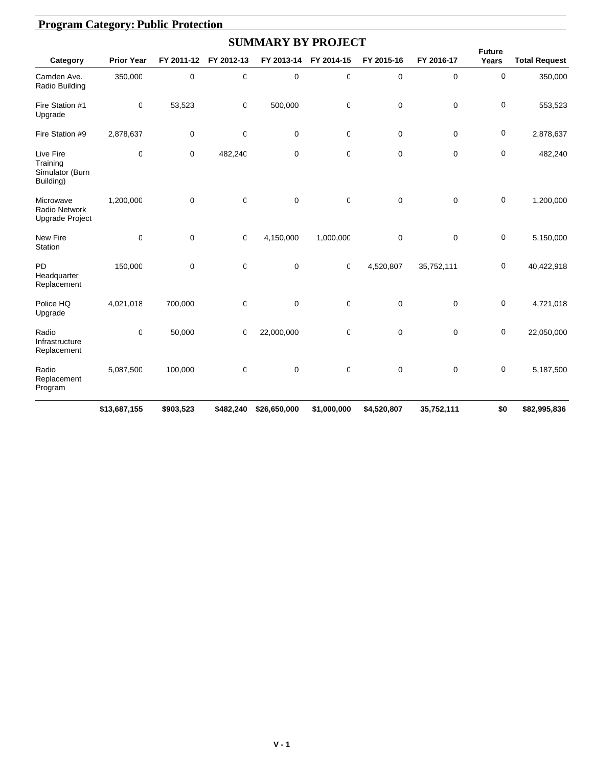## Program Category: Public Protection

### SUMMARY BY PROJECT

| Category | Prior Year | FY 2011-12 | FY 2012-13 | FY 2013-14 | FY 2014-15 | FY 2015-16 | FY 2016-17 | Future Years | Total Request |
|---|---|---|---|---|---|---|---|---|---|
| Camden Ave. Radio Building | 350,000 | 0 | 0 | 0 | 0 | 0 | 0 | 0 | 350,000 |
| Fire Station #1 Upgrade | 0 | 53,523 | 0 | 500,000 | 0 | 0 | 0 | 0 | 553,523 |
| Fire Station #9 | 2,878,637 | 0 | 0 | 0 | 0 | 0 | 0 | 0 | 2,878,637 |
| Live Fire Training Simulator (Burn Building) | 0 | 0 | 482,240 | 0 | 0 | 0 | 0 | 0 | 482,240 |
| Microwave Radio Network Upgrade Project | 1,200,000 | 0 | 0 | 0 | 0 | 0 | 0 | 0 | 1,200,000 |
| New Fire Station | 0 | 0 | 0 | 4,150,000 | 1,000,000 | 0 | 0 | 0 | 5,150,000 |
| PD Headquarter Replacement | 150,000 | 0 | 0 | 0 | 0 | 4,520,807 | 35,752,111 | 0 | 40,422,918 |
| Police HQ Upgrade | 4,021,018 | 700,000 | 0 | 0 | 0 | 0 | 0 | 0 | 4,721,018 |
| Radio Infrastructure Replacement | 0 | 50,000 | 0 | 22,000,000 | 0 | 0 | 0 | 0 | 22,050,000 |
| Radio Replacement Program | 5,087,500 | 100,000 | 0 | 0 | 0 | 0 | 0 | 0 | 5,187,500 |
| | **$13,687,155** | **$903,523** | **$482,240** | **$26,650,000** | **$1,000,000** | **$4,520,807** | **35,752,111** | **$0** | **$82,995,836** |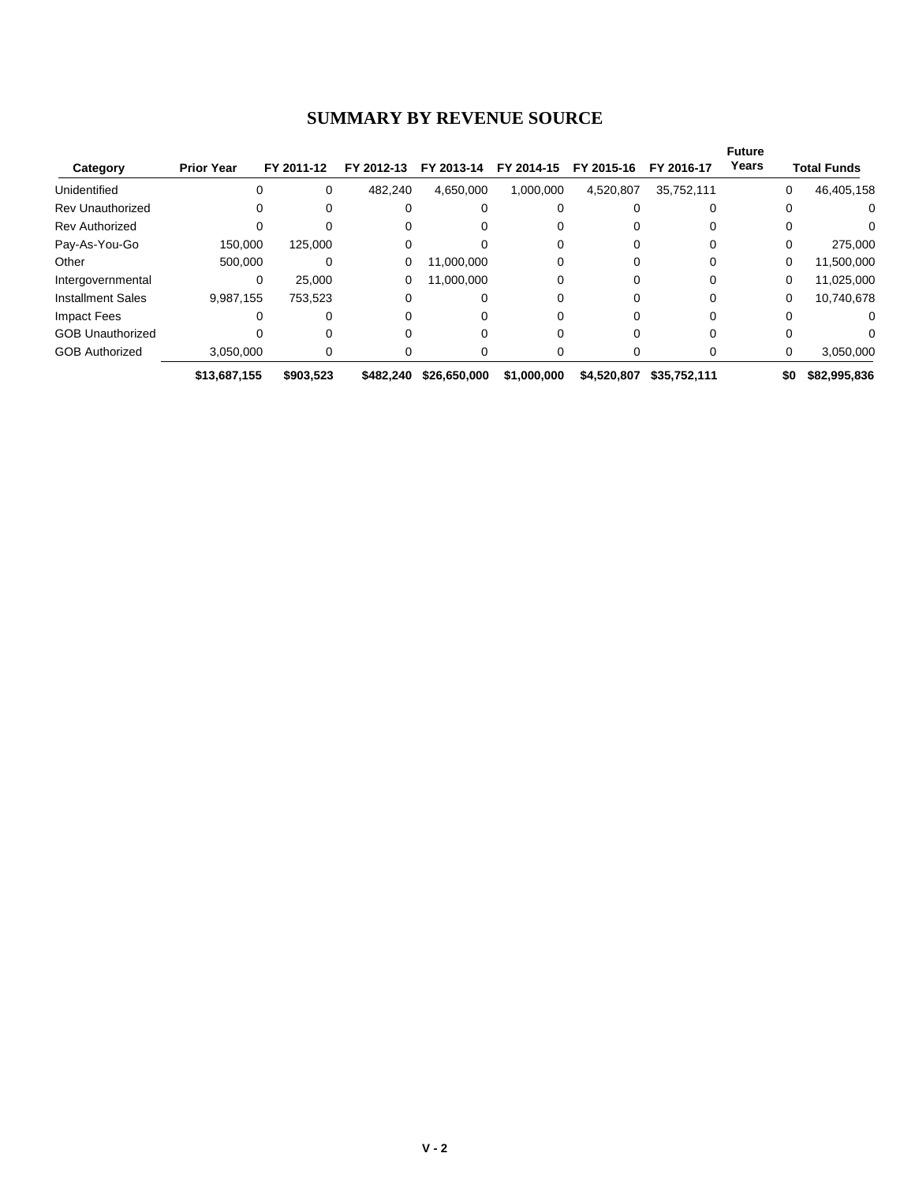# SUMMARY BY REVENUE SOURCE

| Category | Prior Year | FY 2011-12 | FY 2012-13 | FY 2013-14 | FY 2014-15 | FY 2015-16 | FY 2016-17 | Future Years | Total Funds |
|---|---|---|---|---|---|---|---|---|---|
| Unidentified | 0 | 0 | 482,240 | 4,650,000 | 1,000,000 | 4,520,807 | 35,752,111 | 0 | 46,405,158 |
| Rev Unauthorized | 0 | 0 | 0 | 0 | 0 | 0 | 0 | 0 | 0 |
| Rev Authorized | 0 | 0 | 0 | 0 | 0 | 0 | 0 | 0 | 0 |
| Pay-As-You-Go | 150,000 | 125,000 | 0 | 0 | 0 | 0 | 0 | 0 | 275,000 |
| Other | 500,000 | 0 | 0 | 11,000,000 | 0 | 0 | 0 | 0 | 11,500,000 |
| Intergovernmental | 0 | 25,000 | 0 | 11,000,000 | 0 | 0 | 0 | 0 | 11,025,000 |
| Installment Sales | 9,987,155 | 753,523 | 0 | 0 | 0 | 0 | 0 | 0 | 10,740,678 |
| Impact Fees | 0 | 0 | 0 | 0 | 0 | 0 | 0 | 0 | 0 |
| GOB Unauthorized | 0 | 0 | 0 | 0 | 0 | 0 | 0 | 0 | 0 |
| GOB Authorized | 3,050,000 | 0 | 0 | 0 | 0 | 0 | 0 | 0 | 3,050,000 |
| | **$13,687,155** | **$903,523** | **$482,240** | **$26,650,000** | **$1,000,000** | **$4,520,807** | **$35,752,111** | **$0** | **$82,995,836** |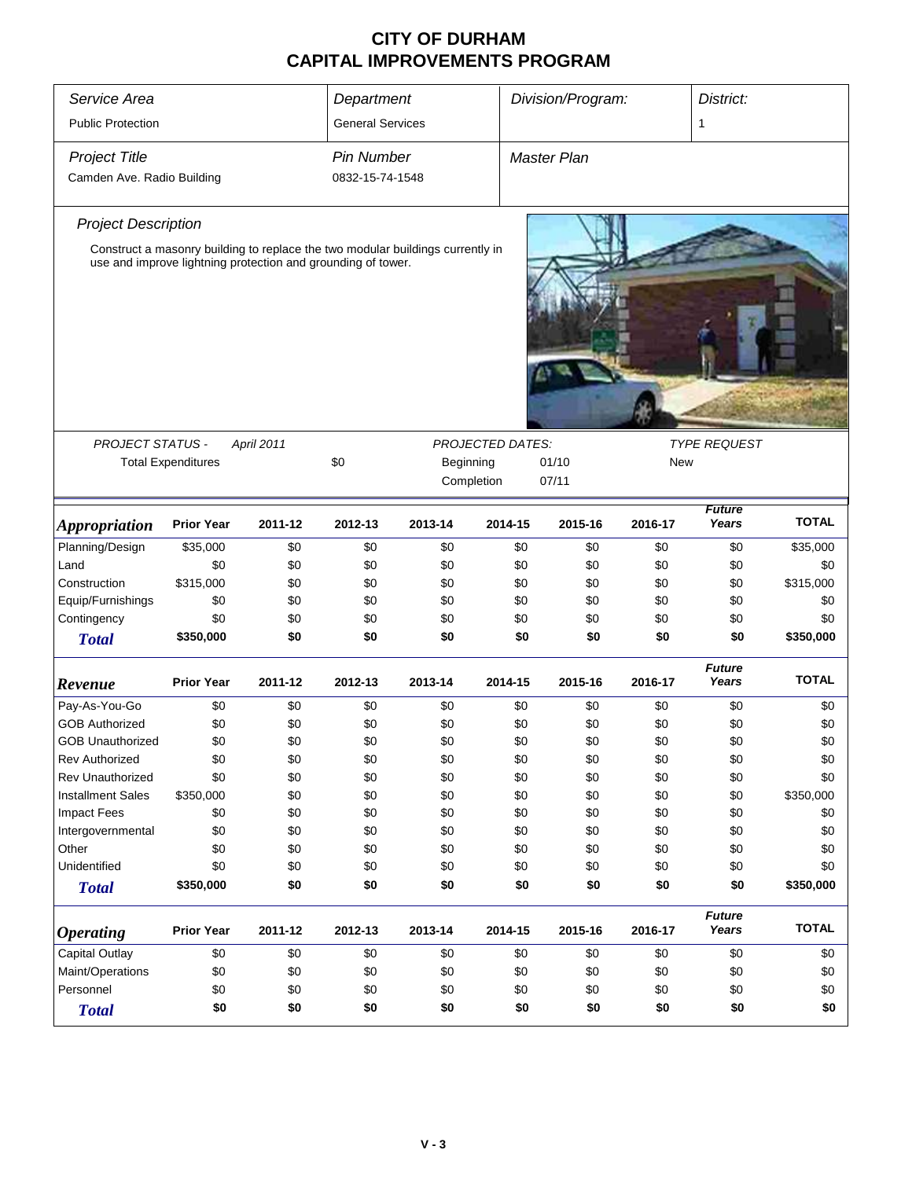# CITY OF DURHAM
# CAPITAL IMPROVEMENTS PROGRAM

| *Service Area* | *Department* | *Division/Program:* | *District:* |
|---|---|---|---|
| Public Protection | General Services | | 1 |
| *Project Title* | *Pin Number* | *Master Plan* | |
| Camden Ave. Radio Building | 0832-15-74-1548 | | |

*Project Description*

Construct a masonry building to replace the two modular buildings currently in use and improve lightning protection and grounding of tower.

| *PROJECT STATUS -* | *April 2011* | *PROJECTED DATES:* | | *TYPE REQUEST* |
|---|---|---|---|---|
| Total Expenditures | $0 | Beginning | 01/10 | New |
| | | Completion | 07/11 | |

| *Appropriation* | Prior Year | 2011-12 | 2012-13 | 2013-14 | 2014-15 | 2015-16 | 2016-17 | *Future Years* | TOTAL |
|---|---|---|---|---|---|---|---|---|---|
| Planning/Design | $35,000 | $0 | $0 | $0 | $0 | $0 | $0 | $0 | $35,000 |
| Land | $0 | $0 | $0 | $0 | $0 | $0 | $0 | $0 | $0 |
| Construction | $315,000 | $0 | $0 | $0 | $0 | $0 | $0 | $0 | $315,000 |
| Equip/Furnishings | $0 | $0 | $0 | $0 | $0 | $0 | $0 | $0 | $0 |
| Contingency | $0 | $0 | $0 | $0 | $0 | $0 | $0 | $0 | $0 |
| **Total** | **$350,000** | **$0** | **$0** | **$0** | **$0** | **$0** | **$0** | **$0** | **$350,000** |

| *Revenue* | Prior Year | 2011-12 | 2012-13 | 2013-14 | 2014-15 | 2015-16 | 2016-17 | *Future Years* | TOTAL |
|---|---|---|---|---|---|---|---|---|---|
| Pay-As-You-Go | $0 | $0 | $0 | $0 | $0 | $0 | $0 | $0 | $0 |
| GOB Authorized | $0 | $0 | $0 | $0 | $0 | $0 | $0 | $0 | $0 |
| GOB Unauthorized | $0 | $0 | $0 | $0 | $0 | $0 | $0 | $0 | $0 |
| Rev Authorized | $0 | $0 | $0 | $0 | $0 | $0 | $0 | $0 | $0 |
| Rev Unauthorized | $0 | $0 | $0 | $0 | $0 | $0 | $0 | $0 | $0 |
| Installment Sales | $350,000 | $0 | $0 | $0 | $0 | $0 | $0 | $0 | $350,000 |
| Impact Fees | $0 | $0 | $0 | $0 | $0 | $0 | $0 | $0 | $0 |
| Intergovernmental | $0 | $0 | $0 | $0 | $0 | $0 | $0 | $0 | $0 |
| Other | $0 | $0 | $0 | $0 | $0 | $0 | $0 | $0 | $0 |
| Unidentified | $0 | $0 | $0 | $0 | $0 | $0 | $0 | $0 | $0 |
| **Total** | **$350,000** | **$0** | **$0** | **$0** | **$0** | **$0** | **$0** | **$0** | **$350,000** |

| *Operating* | Prior Year | 2011-12 | 2012-13 | 2013-14 | 2014-15 | 2015-16 | 2016-17 | *Future Years* | TOTAL |
|---|---|---|---|---|---|---|---|---|---|
| Capital Outlay | $0 | $0 | $0 | $0 | $0 | $0 | $0 | $0 | $0 |
| Maint/Operations | $0 | $0 | $0 | $0 | $0 | $0 | $0 | $0 | $0 |
| Personnel | $0 | $0 | $0 | $0 | $0 | $0 | $0 | $0 | $0 |
| **Total** | **$0** | **$0** | **$0** | **$0** | **$0** | **$0** | **$0** | **$0** | **$0** |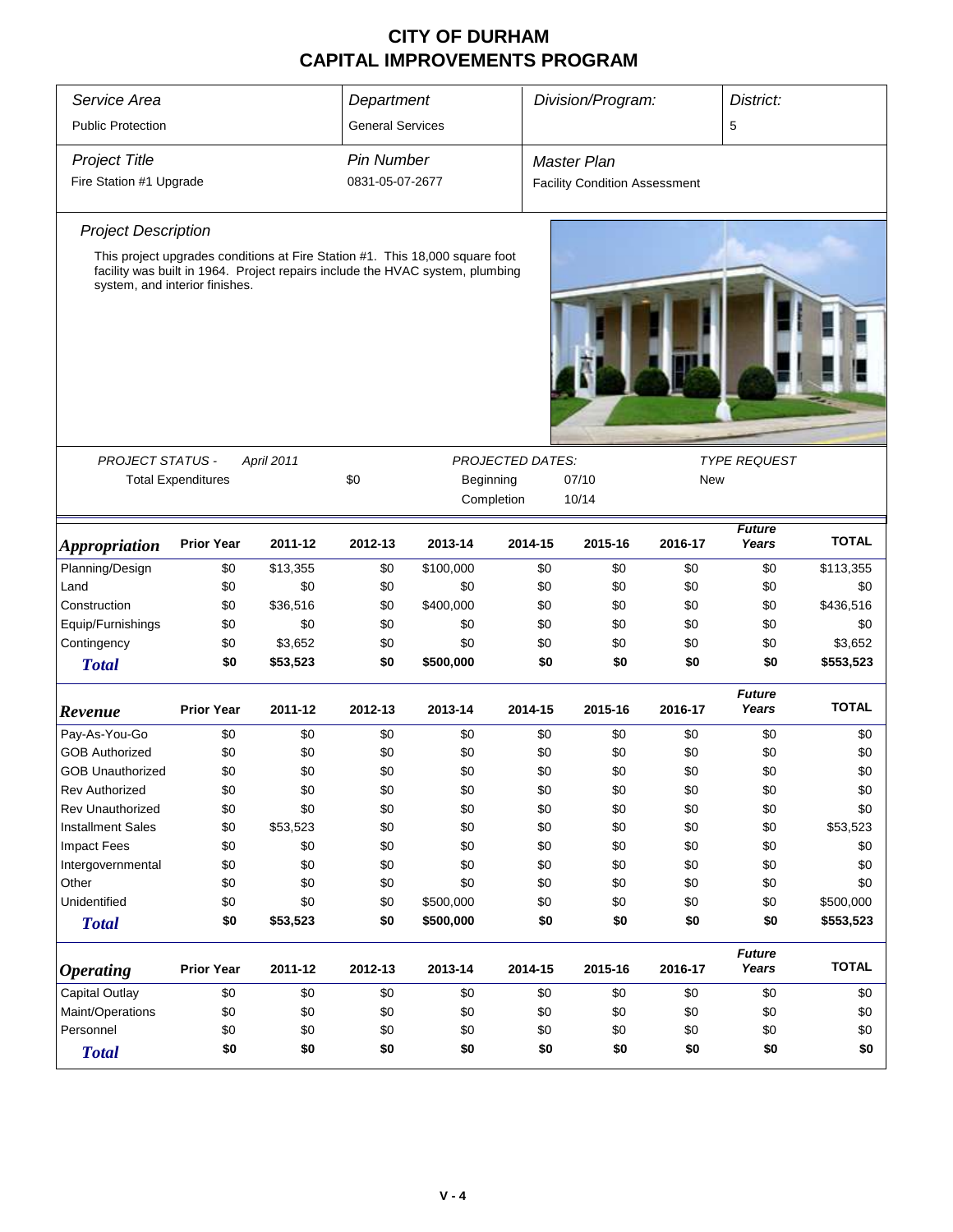# CITY OF DURHAM
# CAPITAL IMPROVEMENTS PROGRAM

| Service Area | Department | Division/Program: | District: |
|---|---|---|---|
| Public Protection | General Services | | 5 |

| Project Title | Pin Number | Master Plan |
|---|---|---|
| Fire Station #1 Upgrade | 0831-05-07-2677 | Facility Condition Assessment |

## Project Description

This project upgrades conditions at Fire Station #1. This 18,000 square foot facility was built in 1964. Project repairs include the HVAC system, plumbing system, and interior finishes.

| PROJECT STATUS - | April 2011 | PROJECTED DATES: | | TYPE REQUEST |
|---|---|---|---|---|
| Total Expenditures | $0 | Beginning | 07/10 | New |
| | | Completion | 10/14 | |

| *Appropriation* | Prior Year | 2011-12 | 2012-13 | 2013-14 | 2014-15 | 2015-16 | 2016-17 | *Future Years* | TOTAL |
|---|---|---|---|---|---|---|---|---|---|
| Planning/Design | $0 | $13,355 | $0 | $100,000 | $0 | $0 | $0 | $0 | $113,355 |
| Land | $0 | $0 | $0 | $0 | $0 | $0 | $0 | $0 | $0 |
| Construction | $0 | $36,516 | $0 | $400,000 | $0 | $0 | $0 | $0 | $436,516 |
| Equip/Furnishings | $0 | $0 | $0 | $0 | $0 | $0 | $0 | $0 | $0 |
| Contingency | $0 | $3,652 | $0 | $0 | $0 | $0 | $0 | $0 | $3,652 |
| **Total** | **$0** | **$53,523** | **$0** | **$500,000** | **$0** | **$0** | **$0** | **$0** | **$553,523** |

| *Revenue* | Prior Year | 2011-12 | 2012-13 | 2013-14 | 2014-15 | 2015-16 | 2016-17 | *Future Years* | TOTAL |
|---|---|---|---|---|---|---|---|---|---|
| Pay-As-You-Go | $0 | $0 | $0 | $0 | $0 | $0 | $0 | $0 | $0 |
| GOB Authorized | $0 | $0 | $0 | $0 | $0 | $0 | $0 | $0 | $0 |
| GOB Unauthorized | $0 | $0 | $0 | $0 | $0 | $0 | $0 | $0 | $0 |
| Rev Authorized | $0 | $0 | $0 | $0 | $0 | $0 | $0 | $0 | $0 |
| Rev Unauthorized | $0 | $0 | $0 | $0 | $0 | $0 | $0 | $0 | $0 |
| Installment Sales | $0 | $53,523 | $0 | $0 | $0 | $0 | $0 | $0 | $53,523 |
| Impact Fees | $0 | $0 | $0 | $0 | $0 | $0 | $0 | $0 | $0 |
| Intergovernmental | $0 | $0 | $0 | $0 | $0 | $0 | $0 | $0 | $0 |
| Other | $0 | $0 | $0 | $0 | $0 | $0 | $0 | $0 | $0 |
| Unidentified | $0 | $0 | $0 | $500,000 | $0 | $0 | $0 | $0 | $500,000 |
| **Total** | **$0** | **$53,523** | **$0** | **$500,000** | **$0** | **$0** | **$0** | **$0** | **$553,523** |

| *Operating* | Prior Year | 2011-12 | 2012-13 | 2013-14 | 2014-15 | 2015-16 | 2016-17 | *Future Years* | TOTAL |
|---|---|---|---|---|---|---|---|---|---|
| Capital Outlay | $0 | $0 | $0 | $0 | $0 | $0 | $0 | $0 | $0 |
| Maint/Operations | $0 | $0 | $0 | $0 | $0 | $0 | $0 | $0 | $0 |
| Personnel | $0 | $0 | $0 | $0 | $0 | $0 | $0 | $0 | $0 |
| **Total** | **$0** | **$0** | **$0** | **$0** | **$0** | **$0** | **$0** | **$0** | **$0** |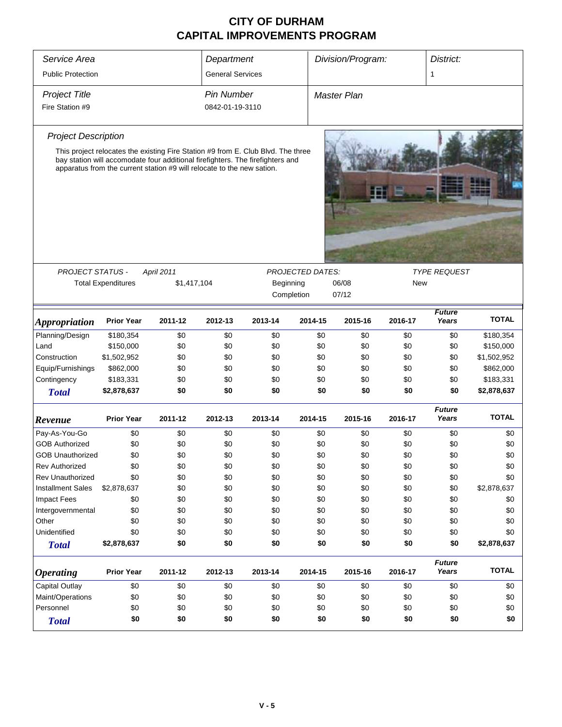# CITY OF DURHAM
# CAPITAL IMPROVEMENTS PROGRAM

| *Service Area* | *Department* | *Division/Program:* | *District:* |
|---|---|---|---|
| Public Protection | General Services | | 1 |

| *Project Title* | *Pin Number* | *Master Plan* |
|---|---|---|
| Fire Station #9 | 0842-01-19-3110 | |

*Project Description*

This project relocates the existing Fire Station #9 from E. Club Blvd. The three bay station will accomodate four additional firefighters. The firefighters and apparatus from the current station #9 will relocate to the new sation.

| *PROJECT STATUS -* | *April 2011* | *PROJECTED DATES:* | | *TYPE REQUEST* |
|---|---|---|---|---|
| Total Expenditures | $1,417,104 | Beginning | 06/08 | New |
| | | Completion | 07/12 | |

| *Appropriation* | Prior Year | 2011-12 | 2012-13 | 2013-14 | 2014-15 | 2015-16 | 2016-17 | *Future Years* | TOTAL |
|---|---|---|---|---|---|---|---|---|---|
| Planning/Design | $180,354 | $0 | $0 | $0 | $0 | $0 | $0 | $0 | $180,354 |
| Land | $150,000 | $0 | $0 | $0 | $0 | $0 | $0 | $0 | $150,000 |
| Construction | $1,502,952 | $0 | $0 | $0 | $0 | $0 | $0 | $0 | $1,502,952 |
| Equip/Furnishings | $862,000 | $0 | $0 | $0 | $0 | $0 | $0 | $0 | $862,000 |
| Contingency | $183,331 | $0 | $0 | $0 | $0 | $0 | $0 | $0 | $183,331 |
| ***Total*** | **$2,878,637** | **$0** | **$0** | **$0** | **$0** | **$0** | **$0** | **$0** | **$2,878,637** |

| *Revenue* | Prior Year | 2011-12 | 2012-13 | 2013-14 | 2014-15 | 2015-16 | 2016-17 | *Future Years* | TOTAL |
|---|---|---|---|---|---|---|---|---|---|
| Pay-As-You-Go | $0 | $0 | $0 | $0 | $0 | $0 | $0 | $0 | $0 |
| GOB Authorized | $0 | $0 | $0 | $0 | $0 | $0 | $0 | $0 | $0 |
| GOB Unauthorized | $0 | $0 | $0 | $0 | $0 | $0 | $0 | $0 | $0 |
| Rev Authorized | $0 | $0 | $0 | $0 | $0 | $0 | $0 | $0 | $0 |
| Rev Unauthorized | $0 | $0 | $0 | $0 | $0 | $0 | $0 | $0 | $0 |
| Installment Sales | $2,878,637 | $0 | $0 | $0 | $0 | $0 | $0 | $0 | $2,878,637 |
| Impact Fees | $0 | $0 | $0 | $0 | $0 | $0 | $0 | $0 | $0 |
| Intergovernmental | $0 | $0 | $0 | $0 | $0 | $0 | $0 | $0 | $0 |
| Other | $0 | $0 | $0 | $0 | $0 | $0 | $0 | $0 | $0 |
| Unidentified | $0 | $0 | $0 | $0 | $0 | $0 | $0 | $0 | $0 |
| ***Total*** | **$2,878,637** | **$0** | **$0** | **$0** | **$0** | **$0** | **$0** | **$0** | **$2,878,637** |

| *Operating* | Prior Year | 2011-12 | 2012-13 | 2013-14 | 2014-15 | 2015-16 | 2016-17 | *Future Years* | TOTAL |
|---|---|---|---|---|---|---|---|---|---|
| Capital Outlay | $0 | $0 | $0 | $0 | $0 | $0 | $0 | $0 | $0 |
| Maint/Operations | $0 | $0 | $0 | $0 | $0 | $0 | $0 | $0 | $0 |
| Personnel | $0 | $0 | $0 | $0 | $0 | $0 | $0 | $0 | $0 |
| ***Total*** | **$0** | **$0** | **$0** | **$0** | **$0** | **$0** | **$0** | **$0** | **$0** |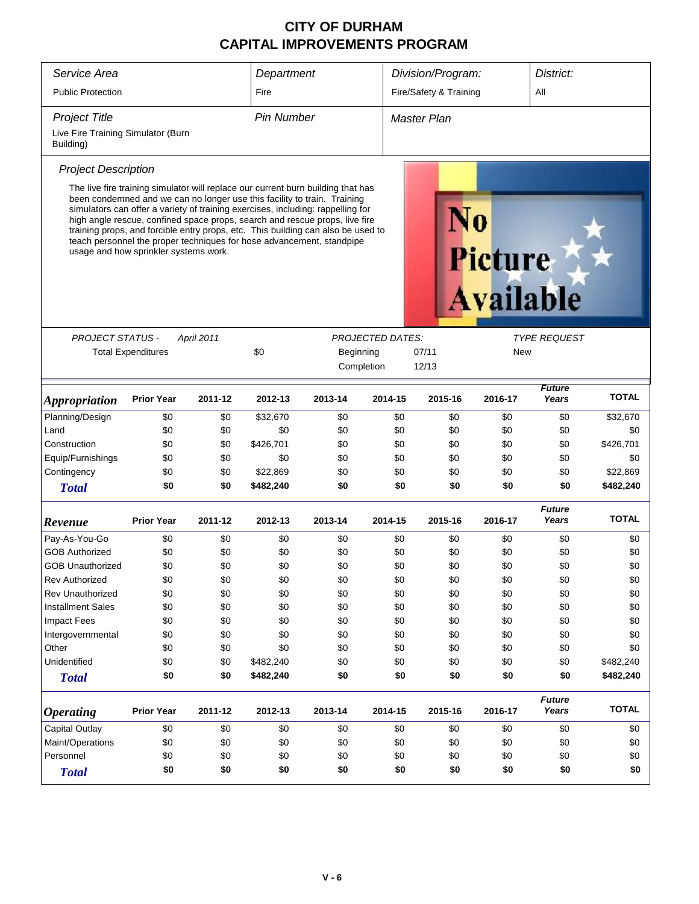# CITY OF DURHAM
# CAPITAL IMPROVEMENTS PROGRAM

| Service Area | Department | Division/Program: | District: |
|---|---|---|---|
| Public Protection | Fire | Fire/Safety & Training | All |

| Project Title | Pin Number | Master Plan |
|---|---|---|
| Live Fire Training Simulator (Burn Building) | | |

## Project Description

The live fire training simulator will replace our current burn building that has been condemned and we can no longer use this facility to train. Training simulators can offer a variety of training exercises, including: rappelling for high angle rescue, confined space props, search and rescue props, live fire training props, and forcible entry props, etc. This building can also be used to teach personnel the proper techniques for hose advancement, standpipe usage and how sprinkler systems work.

No Picture Available

| PROJECT STATUS - April 2011 | | PROJECTED DATES: | | TYPE REQUEST |
|---|---|---|---|---|
| Total Expenditures | $0 | Beginning | 07/11 | New |
| | | Completion | 12/13 | |

| Appropriation | Prior Year | 2011-12 | 2012-13 | 2013-14 | 2014-15 | 2015-16 | 2016-17 | Future Years | TOTAL |
|---|---|---|---|---|---|---|---|---|---|
| Planning/Design | $0 | $0 | $32,670 | $0 | $0 | $0 | $0 | $0 | $32,670 |
| Land | $0 | $0 | $0 | $0 | $0 | $0 | $0 | $0 | $0 |
| Construction | $0 | $0 | $426,701 | $0 | $0 | $0 | $0 | $0 | $426,701 |
| Equip/Furnishings | $0 | $0 | $0 | $0 | $0 | $0 | $0 | $0 | $0 |
| Contingency | $0 | $0 | $22,869 | $0 | $0 | $0 | $0 | $0 | $22,869 |
| **Total** | **$0** | **$0** | **$482,240** | **$0** | **$0** | **$0** | **$0** | **$0** | **$482,240** |

| Revenue | Prior Year | 2011-12 | 2012-13 | 2013-14 | 2014-15 | 2015-16 | 2016-17 | Future Years | TOTAL |
|---|---|---|---|---|---|---|---|---|---|
| Pay-As-You-Go | $0 | $0 | $0 | $0 | $0 | $0 | $0 | $0 | $0 |
| GOB Authorized | $0 | $0 | $0 | $0 | $0 | $0 | $0 | $0 | $0 |
| GOB Unauthorized | $0 | $0 | $0 | $0 | $0 | $0 | $0 | $0 | $0 |
| Rev Authorized | $0 | $0 | $0 | $0 | $0 | $0 | $0 | $0 | $0 |
| Rev Unauthorized | $0 | $0 | $0 | $0 | $0 | $0 | $0 | $0 | $0 |
| Installment Sales | $0 | $0 | $0 | $0 | $0 | $0 | $0 | $0 | $0 |
| Impact Fees | $0 | $0 | $0 | $0 | $0 | $0 | $0 | $0 | $0 |
| Intergovernmental | $0 | $0 | $0 | $0 | $0 | $0 | $0 | $0 | $0 |
| Other | $0 | $0 | $0 | $0 | $0 | $0 | $0 | $0 | $0 |
| Unidentified | $0 | $0 | $482,240 | $0 | $0 | $0 | $0 | $0 | $482,240 |
| **Total** | **$0** | **$0** | **$482,240** | **$0** | **$0** | **$0** | **$0** | **$0** | **$482,240** |

| Operating | Prior Year | 2011-12 | 2012-13 | 2013-14 | 2014-15 | 2015-16 | 2016-17 | Future Years | TOTAL |
|---|---|---|---|---|---|---|---|---|---|
| Capital Outlay | $0 | $0 | $0 | $0 | $0 | $0 | $0 | $0 | $0 |
| Maint/Operations | $0 | $0 | $0 | $0 | $0 | $0 | $0 | $0 | $0 |
| Personnel | $0 | $0 | $0 | $0 | $0 | $0 | $0 | $0 | $0 |
| **Total** | **$0** | **$0** | **$0** | **$0** | **$0** | **$0** | **$0** | **$0** | **$0** |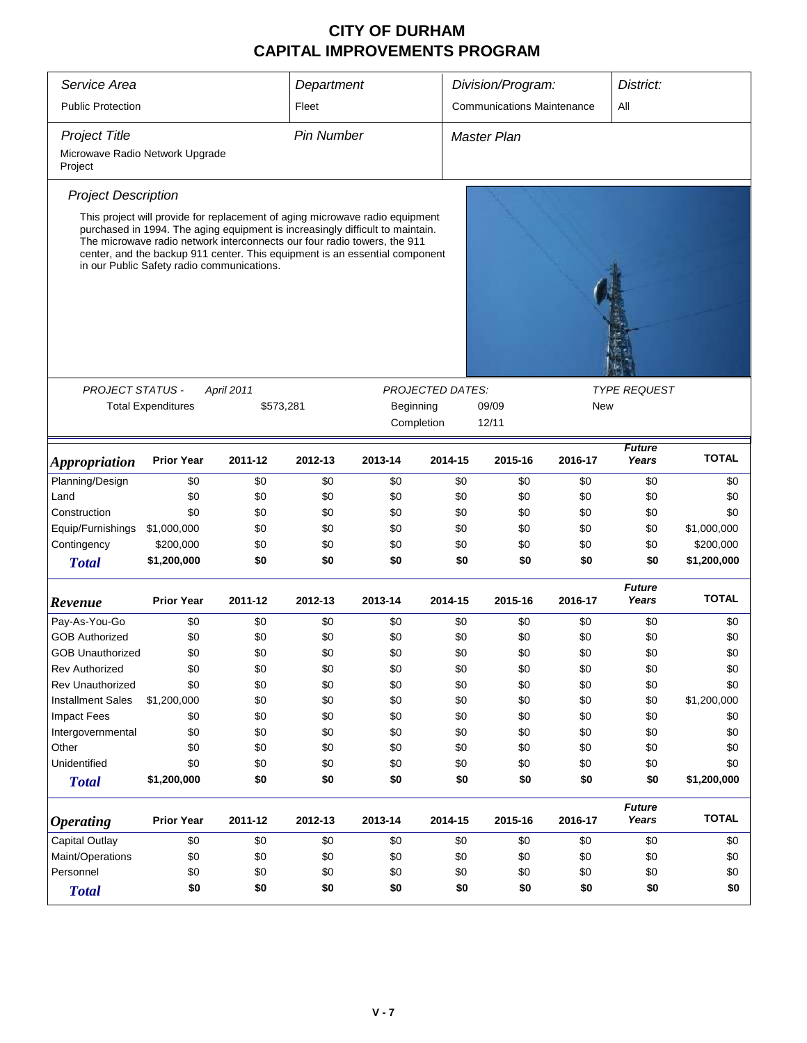# CITY OF DURHAM
# CAPITAL IMPROVEMENTS PROGRAM

| Service Area | Department | Division/Program: | District: |
|---|---|---|---|
| Public Protection | Fleet | Communications Maintenance | All |

| Project Title | Pin Number | Master Plan |
|---|---|---|
| Microwave Radio Network Upgrade Project | | |

*Project Description*

This project will provide for replacement of aging microwave radio equipment purchased in 1994. The aging equipment is increasingly difficult to maintain. The microwave radio network interconnects our four radio towers, the 911 center, and the backup 911 center. This equipment is an essential component in our Public Safety radio communications.

| PROJECT STATUS - | April 2011 | PROJECTED DATES: | | TYPE REQUEST |
|---|---|---|---|---|
| Total Expenditures | $573,281 | Beginning | 09/09 | New |
| | | Completion | 12/11 | |

| *Appropriation* | Prior Year | 2011-12 | 2012-13 | 2013-14 | 2014-15 | 2015-16 | 2016-17 | *Future Years* | TOTAL |
|---|---|---|---|---|---|---|---|---|---|
| Planning/Design | $0 | $0 | $0 | $0 | $0 | $0 | $0 | $0 | $0 |
| Land | $0 | $0 | $0 | $0 | $0 | $0 | $0 | $0 | $0 |
| Construction | $0 | $0 | $0 | $0 | $0 | $0 | $0 | $0 | $0 |
| Equip/Furnishings | $1,000,000 | $0 | $0 | $0 | $0 | $0 | $0 | $0 | $1,000,000 |
| Contingency | $200,000 | $0 | $0 | $0 | $0 | $0 | $0 | $0 | $200,000 |
| **Total** | **$1,200,000** | **$0** | **$0** | **$0** | **$0** | **$0** | **$0** | **$0** | **$1,200,000** |

| *Revenue* | Prior Year | 2011-12 | 2012-13 | 2013-14 | 2014-15 | 2015-16 | 2016-17 | *Future Years* | TOTAL |
|---|---|---|---|---|---|---|---|---|---|
| Pay-As-You-Go | $0 | $0 | $0 | $0 | $0 | $0 | $0 | $0 | $0 |
| GOB Authorized | $0 | $0 | $0 | $0 | $0 | $0 | $0 | $0 | $0 |
| GOB Unauthorized | $0 | $0 | $0 | $0 | $0 | $0 | $0 | $0 | $0 |
| Rev Authorized | $0 | $0 | $0 | $0 | $0 | $0 | $0 | $0 | $0 |
| Rev Unauthorized | $0 | $0 | $0 | $0 | $0 | $0 | $0 | $0 | $0 |
| Installment Sales | $1,200,000 | $0 | $0 | $0 | $0 | $0 | $0 | $0 | $1,200,000 |
| Impact Fees | $0 | $0 | $0 | $0 | $0 | $0 | $0 | $0 | $0 |
| Intergovernmental | $0 | $0 | $0 | $0 | $0 | $0 | $0 | $0 | $0 |
| Other | $0 | $0 | $0 | $0 | $0 | $0 | $0 | $0 | $0 |
| Unidentified | $0 | $0 | $0 | $0 | $0 | $0 | $0 | $0 | $0 |
| **Total** | **$1,200,000** | **$0** | **$0** | **$0** | **$0** | **$0** | **$0** | **$0** | **$1,200,000** |

| *Operating* | Prior Year | 2011-12 | 2012-13 | 2013-14 | 2014-15 | 2015-16 | 2016-17 | *Future Years* | TOTAL |
|---|---|---|---|---|---|---|---|---|---|
| Capital Outlay | $0 | $0 | $0 | $0 | $0 | $0 | $0 | $0 | $0 |
| Maint/Operations | $0 | $0 | $0 | $0 | $0 | $0 | $0 | $0 | $0 |
| Personnel | $0 | $0 | $0 | $0 | $0 | $0 | $0 | $0 | $0 |
| **Total** | **$0** | **$0** | **$0** | **$0** | **$0** | **$0** | **$0** | **$0** | **$0** |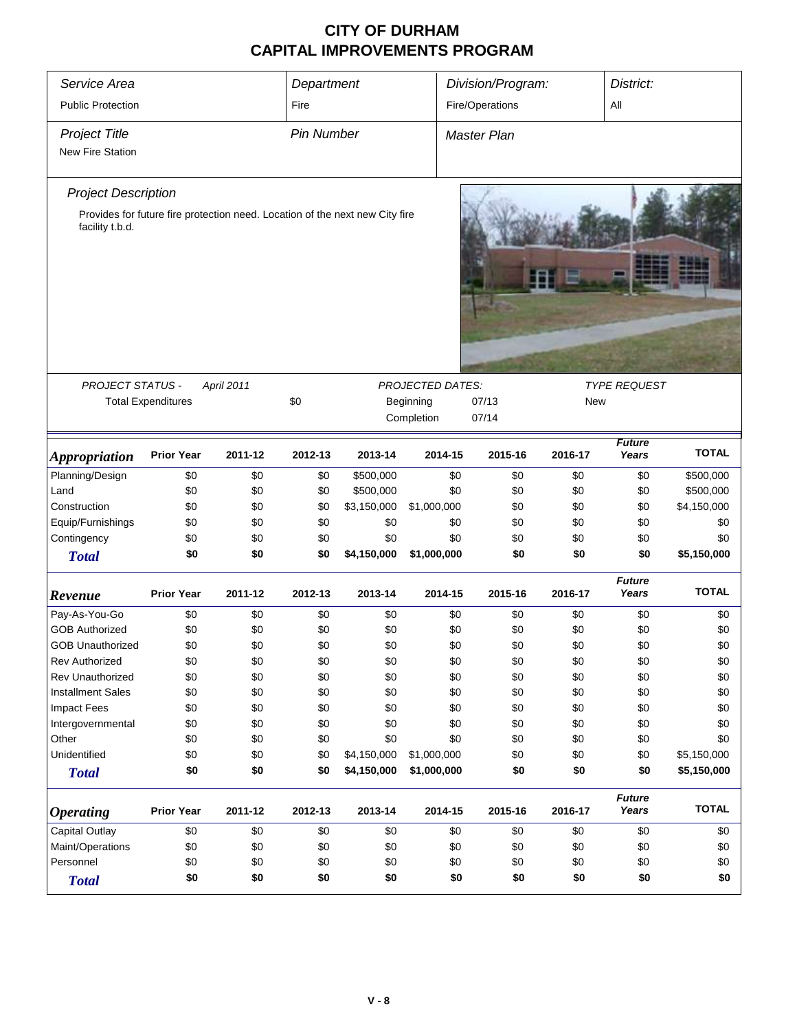# CITY OF DURHAM
# CAPITAL IMPROVEMENTS PROGRAM

| *Service Area* | *Department* | *Division/Program:* | *District:* |
|---|---|---|---|
| Public Protection | Fire | Fire/Operations | All |

| *Project Title* | *Pin Number* | *Master Plan* |
|---|---|---|
| New Fire Station | | |

*Project Description*

Provides for future fire protection need. Location of the next new City fire facility t.b.d.

| *PROJECT STATUS -* | *April 2011* | *PROJECTED DATES:* | | *TYPE REQUEST* |
|---|---|---|---|---|
| Total Expenditures | $0 | Beginning | 07/13 | New |
| | | Completion | 07/14 | |

| ***Appropriation*** | Prior Year | 2011-12 | 2012-13 | 2013-14 | 2014-15 | 2015-16 | 2016-17 | *Future Years* | TOTAL |
|---|---|---|---|---|---|---|---|---|---|
| Planning/Design | $0 | $0 | $0 | $500,000 | $0 | $0 | $0 | $0 | $500,000 |
| Land | $0 | $0 | $0 | $500,000 | $0 | $0 | $0 | $0 | $500,000 |
| Construction | $0 | $0 | $0 | $3,150,000 | $1,000,000 | $0 | $0 | $0 | $4,150,000 |
| Equip/Furnishings | $0 | $0 | $0 | $0 | $0 | $0 | $0 | $0 | $0 |
| Contingency | $0 | $0 | $0 | $0 | $0 | $0 | $0 | $0 | $0 |
| ***Total*** | **$0** | **$0** | **$0** | **$4,150,000** | **$1,000,000** | **$0** | **$0** | **$0** | **$5,150,000** |

| ***Revenue*** | Prior Year | 2011-12 | 2012-13 | 2013-14 | 2014-15 | 2015-16 | 2016-17 | *Future Years* | TOTAL |
|---|---|---|---|---|---|---|---|---|---|
| Pay-As-You-Go | $0 | $0 | $0 | $0 | $0 | $0 | $0 | $0 | $0 |
| GOB Authorized | $0 | $0 | $0 | $0 | $0 | $0 | $0 | $0 | $0 |
| GOB Unauthorized | $0 | $0 | $0 | $0 | $0 | $0 | $0 | $0 | $0 |
| Rev Authorized | $0 | $0 | $0 | $0 | $0 | $0 | $0 | $0 | $0 |
| Rev Unauthorized | $0 | $0 | $0 | $0 | $0 | $0 | $0 | $0 | $0 |
| Installment Sales | $0 | $0 | $0 | $0 | $0 | $0 | $0 | $0 | $0 |
| Impact Fees | $0 | $0 | $0 | $0 | $0 | $0 | $0 | $0 | $0 |
| Intergovernmental | $0 | $0 | $0 | $0 | $0 | $0 | $0 | $0 | $0 |
| Other | $0 | $0 | $0 | $0 | $0 | $0 | $0 | $0 | $0 |
| Unidentified | $0 | $0 | $0 | $4,150,000 | $1,000,000 | $0 | $0 | $0 | $5,150,000 |
| ***Total*** | **$0** | **$0** | **$0** | **$4,150,000** | **$1,000,000** | **$0** | **$0** | **$0** | **$5,150,000** |

| ***Operating*** | Prior Year | 2011-12 | 2012-13 | 2013-14 | 2014-15 | 2015-16 | 2016-17 | *Future Years* | TOTAL |
|---|---|---|---|---|---|---|---|---|---|
| Capital Outlay | $0 | $0 | $0 | $0 | $0 | $0 | $0 | $0 | $0 |
| Maint/Operations | $0 | $0 | $0 | $0 | $0 | $0 | $0 | $0 | $0 |
| Personnel | $0 | $0 | $0 | $0 | $0 | $0 | $0 | $0 | $0 |
| ***Total*** | **$0** | **$0** | **$0** | **$0** | **$0** | **$0** | **$0** | **$0** | **$0** |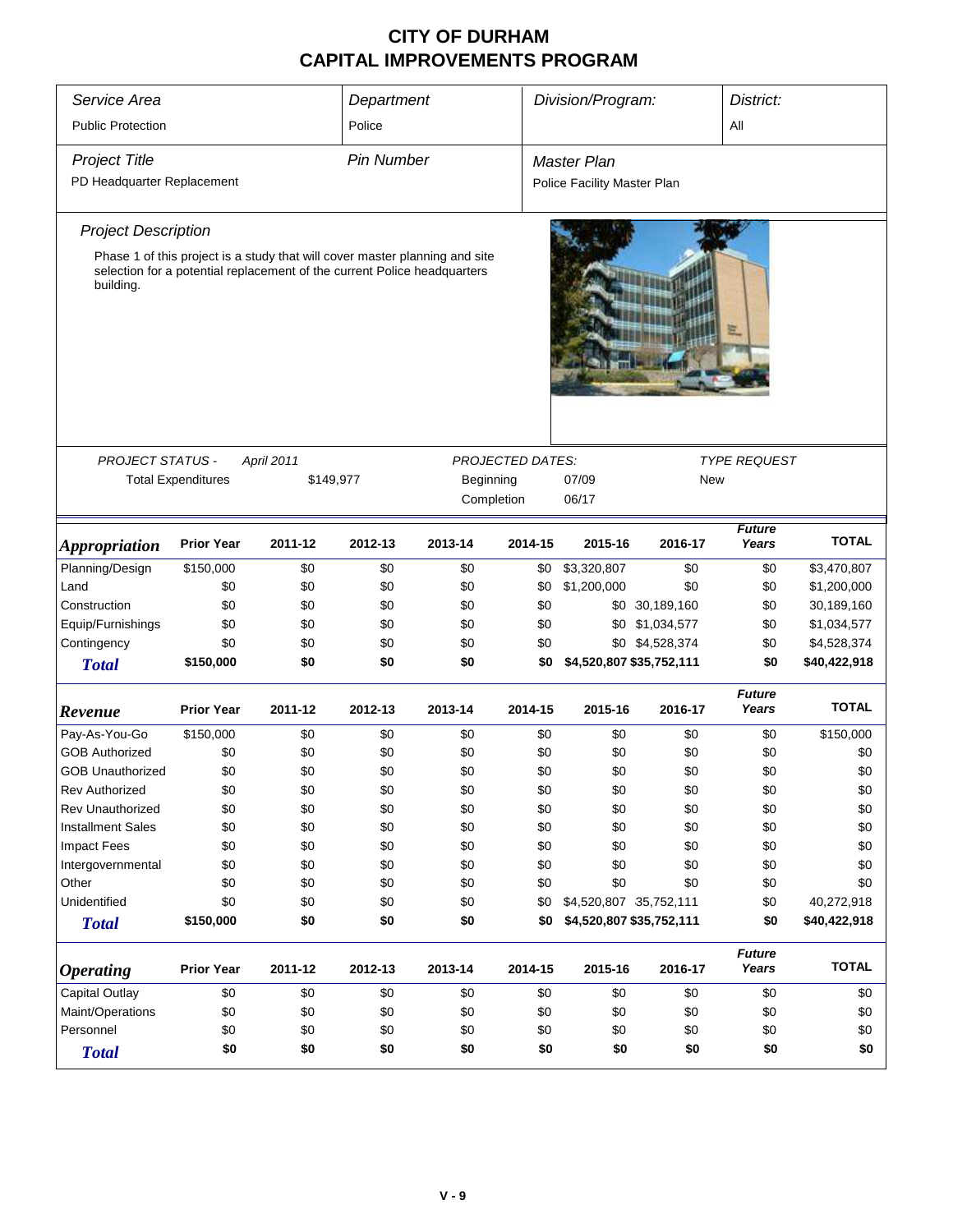# CITY OF DURHAM
# CAPITAL IMPROVEMENTS PROGRAM

| Service Area | Department | Division/Program: | District: |
|---|---|---|---|
| Public Protection | Police | | All |

| Project Title | Pin Number | Master Plan |
|---|---|---|
| PD Headquarter Replacement | | Police Facility Master Plan |

*Project Description*

Phase 1 of this project is a study that will cover master planning and site selection for a potential replacement of the current Police headquarters building.

| PROJECT STATUS - | April 2011 | PROJECTED DATES: | | TYPE REQUEST |
|---|---|---|---|---|
| Total Expenditures | $149,977 | Beginning | 07/09 | New |
| | | Completion | 06/17 | |

| Appropriation | Prior Year | 2011-12 | 2012-13 | 2013-14 | 2014-15 | 2015-16 | 2016-17 | Future Years | TOTAL |
|---|---|---|---|---|---|---|---|---|---|
| Planning/Design | $150,000 | $0 | $0 | $0 | $0 | $3,320,807 | $0 | $0 | $3,470,807 |
| Land | $0 | $0 | $0 | $0 | $0 | $1,200,000 | $0 | $0 | $1,200,000 |
| Construction | $0 | $0 | $0 | $0 | $0 | $0 | 30,189,160 | $0 | 30,189,160 |
| Equip/Furnishings | $0 | $0 | $0 | $0 | $0 | $0 | $1,034,577 | $0 | $1,034,577 |
| Contingency | $0 | $0 | $0 | $0 | $0 | $0 | $4,528,374 | $0 | $4,528,374 |
| **Total** | **$150,000** | **$0** | **$0** | **$0** | **$0** | **$4,520,807** | **$35,752,111** | **$0** | **$40,422,918** |

| Revenue | Prior Year | 2011-12 | 2012-13 | 2013-14 | 2014-15 | 2015-16 | 2016-17 | Future Years | TOTAL |
|---|---|---|---|---|---|---|---|---|---|
| Pay-As-You-Go | $150,000 | $0 | $0 | $0 | $0 | $0 | $0 | $0 | $150,000 |
| GOB Authorized | $0 | $0 | $0 | $0 | $0 | $0 | $0 | $0 | $0 |
| GOB Unauthorized | $0 | $0 | $0 | $0 | $0 | $0 | $0 | $0 | $0 |
| Rev Authorized | $0 | $0 | $0 | $0 | $0 | $0 | $0 | $0 | $0 |
| Rev Unauthorized | $0 | $0 | $0 | $0 | $0 | $0 | $0 | $0 | $0 |
| Installment Sales | $0 | $0 | $0 | $0 | $0 | $0 | $0 | $0 | $0 |
| Impact Fees | $0 | $0 | $0 | $0 | $0 | $0 | $0 | $0 | $0 |
| Intergovernmental | $0 | $0 | $0 | $0 | $0 | $0 | $0 | $0 | $0 |
| Other | $0 | $0 | $0 | $0 | $0 | $0 | $0 | $0 | $0 |
| Unidentified | $0 | $0 | $0 | $0 | $0 | $4,520,807 | 35,752,111 | $0 | 40,272,918 |
| **Total** | **$150,000** | **$0** | **$0** | **$0** | **$0** | **$4,520,807** | **$35,752,111** | **$0** | **$40,422,918** |

| Operating | Prior Year | 2011-12 | 2012-13 | 2013-14 | 2014-15 | 2015-16 | 2016-17 | Future Years | TOTAL |
|---|---|---|---|---|---|---|---|---|---|
| Capital Outlay | $0 | $0 | $0 | $0 | $0 | $0 | $0 | $0 | $0 |
| Maint/Operations | $0 | $0 | $0 | $0 | $0 | $0 | $0 | $0 | $0 |
| Personnel | $0 | $0 | $0 | $0 | $0 | $0 | $0 | $0 | $0 |
| **Total** | **$0** | **$0** | **$0** | **$0** | **$0** | **$0** | **$0** | **$0** | **$0** |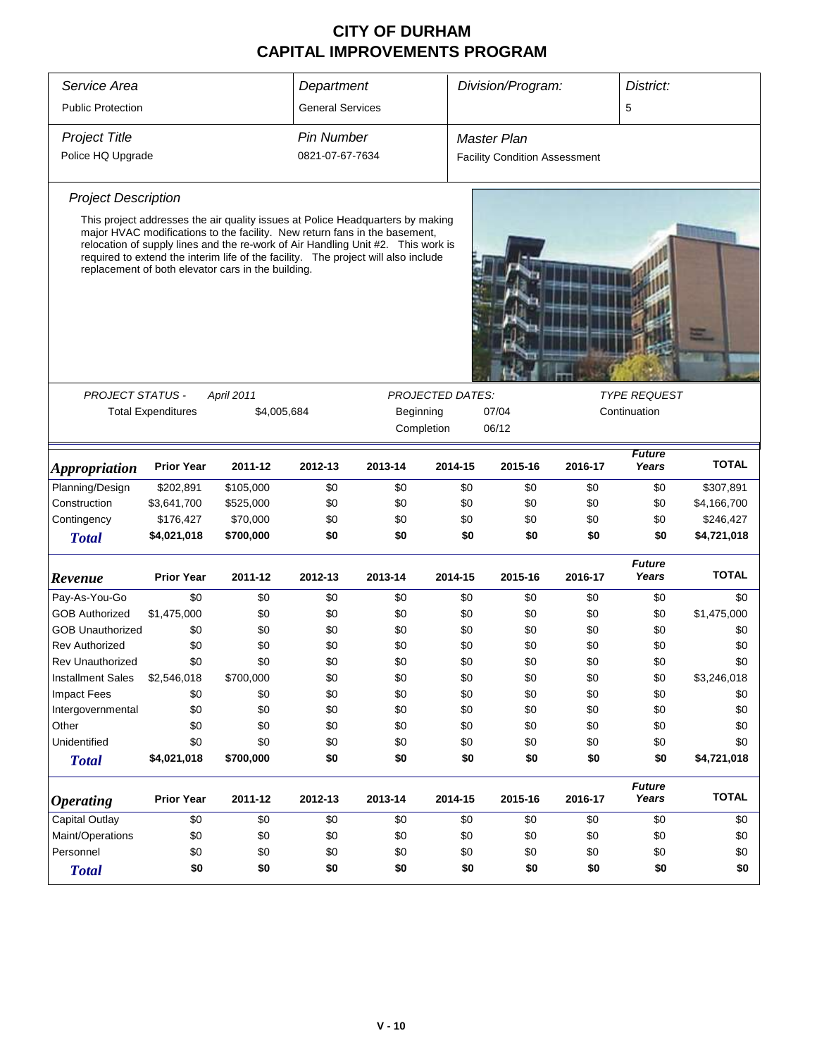# CITY OF DURHAM
# CAPITAL IMPROVEMENTS PROGRAM

| Service Area | Department | Division/Program: | District: |
|---|---|---|---|
| Public Protection | General Services | | 5 |

| Project Title | Pin Number | Master Plan |
|---|---|---|
| Police HQ Upgrade | 0821-07-67-7634 | Facility Condition Assessment |

### Project Description

This project addresses the air quality issues at Police Headquarters by making major HVAC modifications to the facility. New return fans in the basement, relocation of supply lines and the re-work of Air Handling Unit #2. This work is required to extend the interim life of the facility. The project will also include replacement of both elevator cars in the building.

| PROJECT STATUS - | April 2011 | PROJECTED DATES: | | TYPE REQUEST |
|---|---|---|---|---|
| Total Expenditures | $4,005,684 | Beginning | 07/04 | Continuation |
| | | Completion | 06/12 | |

| *Appropriation* | Prior Year | 2011-12 | 2012-13 | 2013-14 | 2014-15 | 2015-16 | 2016-17 | Future Years | TOTAL |
|---|---|---|---|---|---|---|---|---|---|
| Planning/Design | $202,891 | $105,000 | $0 | $0 | $0 | $0 | $0 | $0 | $307,891 |
| Construction | $3,641,700 | $525,000 | $0 | $0 | $0 | $0 | $0 | $0 | $4,166,700 |
| Contingency | $176,427 | $70,000 | $0 | $0 | $0 | $0 | $0 | $0 | $246,427 |
| ***Total*** | **$4,021,018** | **$700,000** | **$0** | **$0** | **$0** | **$0** | **$0** | **$0** | **$4,721,018** |

| *Revenue* | Prior Year | 2011-12 | 2012-13 | 2013-14 | 2014-15 | 2015-16 | 2016-17 | Future Years | TOTAL |
|---|---|---|---|---|---|---|---|---|---|
| Pay-As-You-Go | $0 | $0 | $0 | $0 | $0 | $0 | $0 | $0 | $0 |
| GOB Authorized | $1,475,000 | $0 | $0 | $0 | $0 | $0 | $0 | $0 | $1,475,000 |
| GOB Unauthorized | $0 | $0 | $0 | $0 | $0 | $0 | $0 | $0 | $0 |
| Rev Authorized | $0 | $0 | $0 | $0 | $0 | $0 | $0 | $0 | $0 |
| Rev Unauthorized | $0 | $0 | $0 | $0 | $0 | $0 | $0 | $0 | $0 |
| Installment Sales | $2,546,018 | $700,000 | $0 | $0 | $0 | $0 | $0 | $0 | $3,246,018 |
| Impact Fees | $0 | $0 | $0 | $0 | $0 | $0 | $0 | $0 | $0 |
| Intergovernmental | $0 | $0 | $0 | $0 | $0 | $0 | $0 | $0 | $0 |
| Other | $0 | $0 | $0 | $0 | $0 | $0 | $0 | $0 | $0 |
| Unidentified | $0 | $0 | $0 | $0 | $0 | $0 | $0 | $0 | $0 |
| ***Total*** | **$4,021,018** | **$700,000** | **$0** | **$0** | **$0** | **$0** | **$0** | **$0** | **$4,721,018** |

| *Operating* | Prior Year | 2011-12 | 2012-13 | 2013-14 | 2014-15 | 2015-16 | 2016-17 | Future Years | TOTAL |
|---|---|---|---|---|---|---|---|---|---|
| Capital Outlay | $0 | $0 | $0 | $0 | $0 | $0 | $0 | $0 | $0 |
| Maint/Operations | $0 | $0 | $0 | $0 | $0 | $0 | $0 | $0 | $0 |
| Personnel | $0 | $0 | $0 | $0 | $0 | $0 | $0 | $0 | $0 |
| ***Total*** | **$0** | **$0** | **$0** | **$0** | **$0** | **$0** | **$0** | **$0** | **$0** |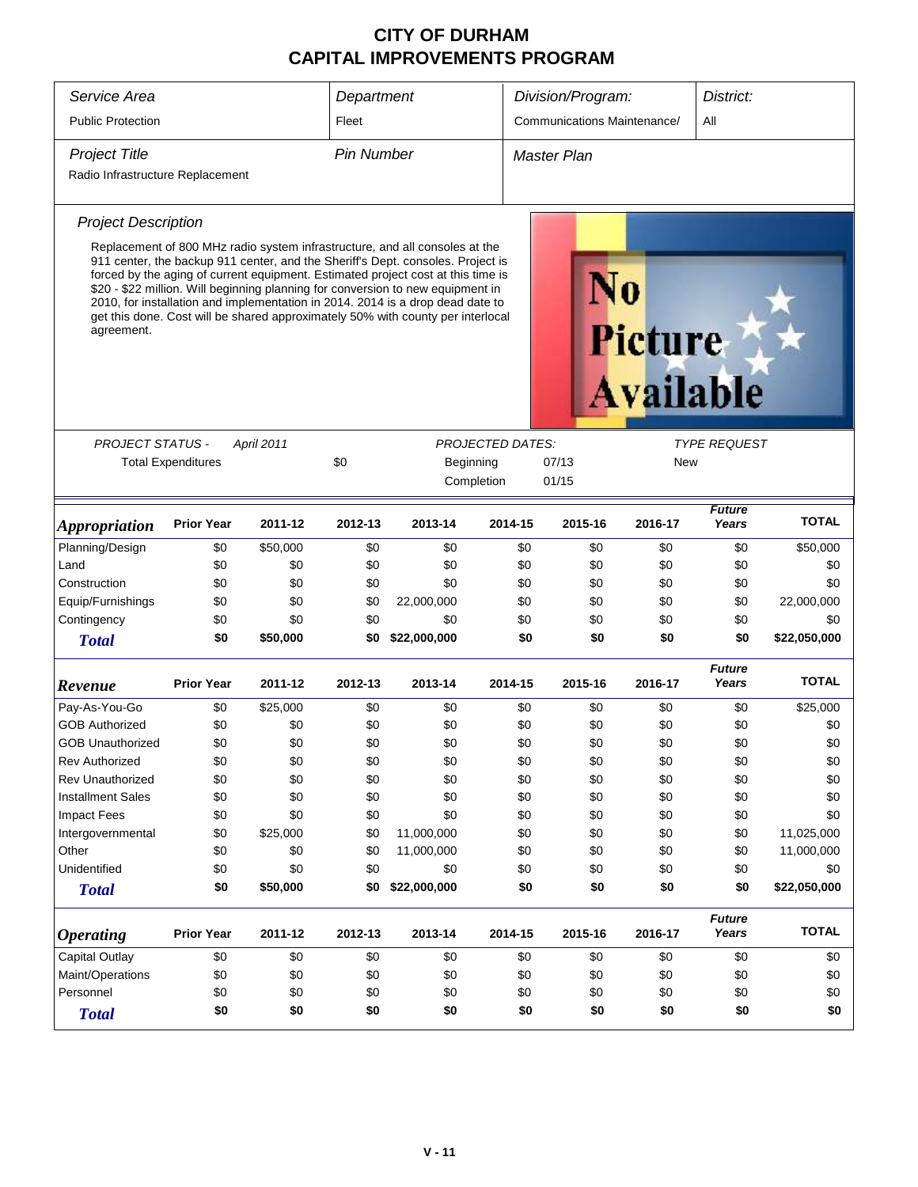# CITY OF DURHAM
# CAPITAL IMPROVEMENTS PROGRAM

| *Service Area* | *Department* | *Division/Program:* | *District:* |
|---|---|---|---|
| Public Protection | Fleet | Communications Maintenance/ | All |

| *Project Title* | *Pin Number* | *Master Plan* |
|---|---|---|
| Radio Infrastructure Replacement | | |

### *Project Description*

Replacement of 800 MHz radio system infrastructure, and all consoles at the 911 center, the backup 911 center, and the Sheriff's Dept. consoles. Project is forced by the aging of current equipment. Estimated project cost at this time is $20 - $22 million. Will beginning planning for conversion to new equipment in 2010, for installation and implementation in 2014. 2014 is a drop dead date to get this done. Cost will be shared approximately 50% with county per interlocal agreement.

| *PROJECT STATUS -* | *April 2011* | | *PROJECTED DATES:* | | *TYPE REQUEST* |
|---|---|---|---|---|---|
| Total Expenditures | | $0 | Beginning | 07/13 | New |
| | | | Completion | 01/15 | |

| ***Appropriation*** | **Prior Year** | **2011-12** | **2012-13** | **2013-14** | **2014-15** | **2015-16** | **2016-17** | ***Future Years*** | **TOTAL** |
|---|---|---|---|---|---|---|---|---|---|
| Planning/Design | $0 | $50,000 | $0 | $0 | $0 | $0 | $0 | $0 | $50,000 |
| Land | $0 | $0 | $0 | $0 | $0 | $0 | $0 | $0 | $0 |
| Construction | $0 | $0 | $0 | $0 | $0 | $0 | $0 | $0 | $0 |
| Equip/Furnishings | $0 | $0 | $0 | 22,000,000 | $0 | $0 | $0 | $0 | 22,000,000 |
| Contingency | $0 | $0 | $0 | $0 | $0 | $0 | $0 | $0 | $0 |
| ***Total*** | **$0** | **$50,000** | **$0** | **$22,000,000** | **$0** | **$0** | **$0** | **$0** | **$22,050,000** |

| ***Revenue*** | **Prior Year** | **2011-12** | **2012-13** | **2013-14** | **2014-15** | **2015-16** | **2016-17** | ***Future Years*** | **TOTAL** |
|---|---|---|---|---|---|---|---|---|---|
| Pay-As-You-Go | $0 | $25,000 | $0 | $0 | $0 | $0 | $0 | $0 | $25,000 |
| GOB Authorized | $0 | $0 | $0 | $0 | $0 | $0 | $0 | $0 | $0 |
| GOB Unauthorized | $0 | $0 | $0 | $0 | $0 | $0 | $0 | $0 | $0 |
| Rev Authorized | $0 | $0 | $0 | $0 | $0 | $0 | $0 | $0 | $0 |
| Rev Unauthorized | $0 | $0 | $0 | $0 | $0 | $0 | $0 | $0 | $0 |
| Installment Sales | $0 | $0 | $0 | $0 | $0 | $0 | $0 | $0 | $0 |
| Impact Fees | $0 | $0 | $0 | $0 | $0 | $0 | $0 | $0 | $0 |
| Intergovernmental | $0 | $25,000 | $0 | 11,000,000 | $0 | $0 | $0 | $0 | 11,025,000 |
| Other | $0 | $0 | $0 | 11,000,000 | $0 | $0 | $0 | $0 | 11,000,000 |
| Unidentified | $0 | $0 | $0 | $0 | $0 | $0 | $0 | $0 | $0 |
| ***Total*** | **$0** | **$50,000** | **$0** | **$22,000,000** | **$0** | **$0** | **$0** | **$0** | **$22,050,000** |

| ***Operating*** | **Prior Year** | **2011-12** | **2012-13** | **2013-14** | **2014-15** | **2015-16** | **2016-17** | ***Future Years*** | **TOTAL** |
|---|---|---|---|---|---|---|---|---|---|
| Capital Outlay | $0 | $0 | $0 | $0 | $0 | $0 | $0 | $0 | $0 |
| Maint/Operations | $0 | $0 | $0 | $0 | $0 | $0 | $0 | $0 | $0 |
| Personnel | $0 | $0 | $0 | $0 | $0 | $0 | $0 | $0 | $0 |
| ***Total*** | **$0** | **$0** | **$0** | **$0** | **$0** | **$0** | **$0** | **$0** | **$0** |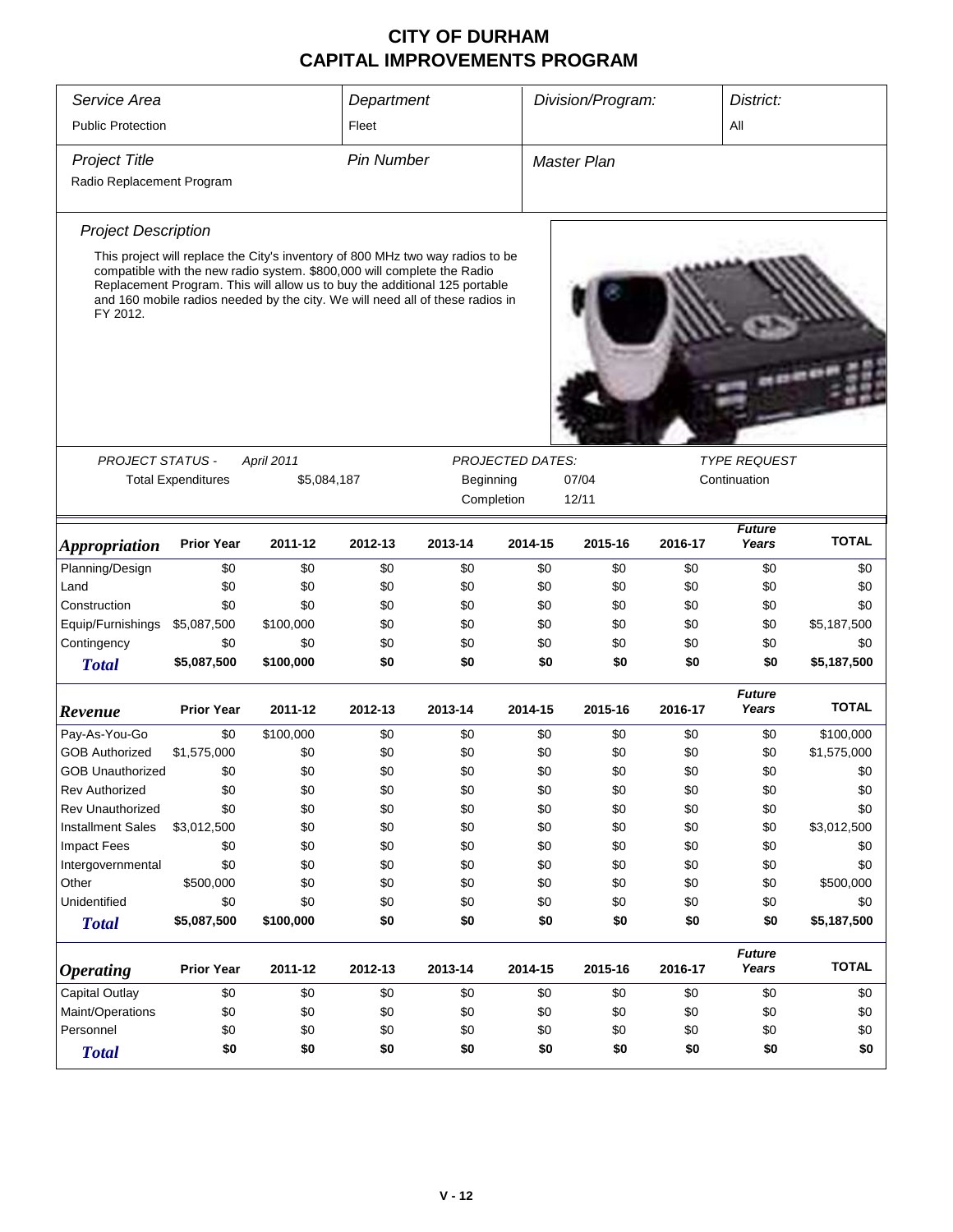# CITY OF DURHAM
# CAPITAL IMPROVEMENTS PROGRAM

| Service Area | Department | Division/Program: | District: |
|---|---|---|---|
| Public Protection | Fleet | | All |

| Project Title | Pin Number | Master Plan |
|---|---|---|
| Radio Replacement Program | | |

### Project Description

This project will replace the City's inventory of 800 MHz two way radios to be compatible with the new radio system. $800,000 will complete the Radio Replacement Program. This will allow us to buy the additional 125 portable and 160 mobile radios needed by the city. We will need all of these radios in FY 2012.

| PROJECT STATUS - | April 2011 | PROJECTED DATES: | | TYPE REQUEST |
|---|---|---|---|---|
| Total Expenditures | $5,084,187 | Beginning | 07/04 | Continuation |
| | | Completion | 12/11 | |

| *Appropriation* | Prior Year | 2011-12 | 2012-13 | 2013-14 | 2014-15 | 2015-16 | 2016-17 | Future Years | TOTAL |
|---|---|---|---|---|---|---|---|---|---|
| Planning/Design | $0 | $0 | $0 | $0 | $0 | $0 | $0 | $0 | $0 |
| Land | $0 | $0 | $0 | $0 | $0 | $0 | $0 | $0 | $0 |
| Construction | $0 | $0 | $0 | $0 | $0 | $0 | $0 | $0 | $0 |
| Equip/Furnishings | $5,087,500 | $100,000 | $0 | $0 | $0 | $0 | $0 | $0 | $5,187,500 |
| Contingency | $0 | $0 | $0 | $0 | $0 | $0 | $0 | $0 | $0 |
| **Total** | **$5,087,500** | **$100,000** | **$0** | **$0** | **$0** | **$0** | **$0** | **$0** | **$5,187,500** |

| *Revenue* | Prior Year | 2011-12 | 2012-13 | 2013-14 | 2014-15 | 2015-16 | 2016-17 | Future Years | TOTAL |
|---|---|---|---|---|---|---|---|---|---|
| Pay-As-You-Go | $0 | $100,000 | $0 | $0 | $0 | $0 | $0 | $0 | $100,000 |
| GOB Authorized | $1,575,000 | $0 | $0 | $0 | $0 | $0 | $0 | $0 | $1,575,000 |
| GOB Unauthorized | $0 | $0 | $0 | $0 | $0 | $0 | $0 | $0 | $0 |
| Rev Authorized | $0 | $0 | $0 | $0 | $0 | $0 | $0 | $0 | $0 |
| Rev Unauthorized | $0 | $0 | $0 | $0 | $0 | $0 | $0 | $0 | $0 |
| Installment Sales | $3,012,500 | $0 | $0 | $0 | $0 | $0 | $0 | $0 | $3,012,500 |
| Impact Fees | $0 | $0 | $0 | $0 | $0 | $0 | $0 | $0 | $0 |
| Intergovernmental | $0 | $0 | $0 | $0 | $0 | $0 | $0 | $0 | $0 |
| Other | $500,000 | $0 | $0 | $0 | $0 | $0 | $0 | $0 | $500,000 |
| Unidentified | $0 | $0 | $0 | $0 | $0 | $0 | $0 | $0 | $0 |
| **Total** | **$5,087,500** | **$100,000** | **$0** | **$0** | **$0** | **$0** | **$0** | **$0** | **$5,187,500** |

| *Operating* | Prior Year | 2011-12 | 2012-13 | 2013-14 | 2014-15 | 2015-16 | 2016-17 | Future Years | TOTAL |
|---|---|---|---|---|---|---|---|---|---|
| Capital Outlay | $0 | $0 | $0 | $0 | $0 | $0 | $0 | $0 | $0 |
| Maint/Operations | $0 | $0 | $0 | $0 | $0 | $0 | $0 | $0 | $0 |
| Personnel | $0 | $0 | $0 | $0 | $0 | $0 | $0 | $0 | $0 |
| **Total** | **$0** | **$0** | **$0** | **$0** | **$0** | **$0** | **$0** | **$0** | **$0** |